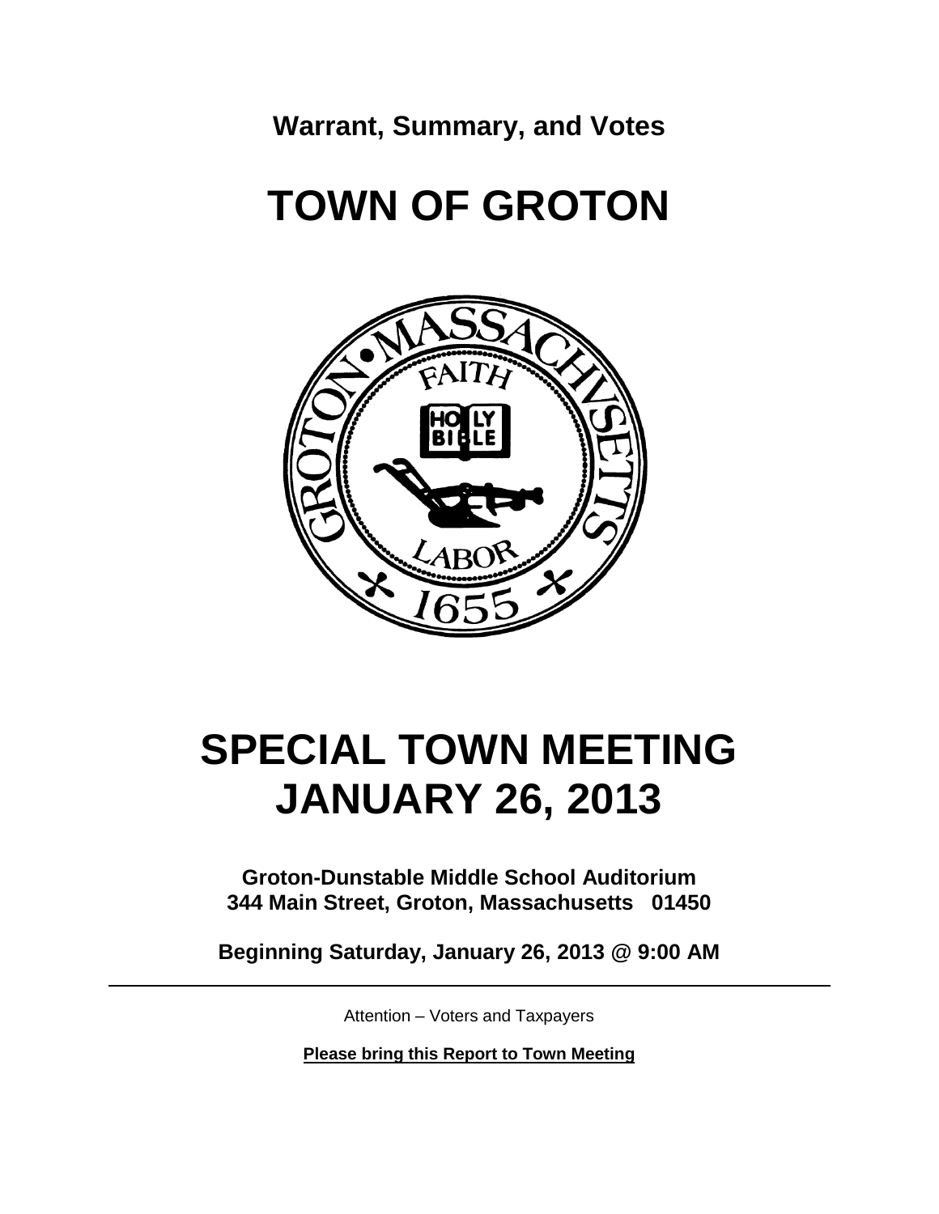**Warrant, Summary, and Votes**

# TOWN OF GROTON

# SPECIAL TOWN MEETING
# JANUARY 26, 2013

**Groton-Dunstable Middle School Auditorium**
**344 Main Street, Groton, Massachusetts 01450**

**Beginning Saturday, January 26, 2013 @ 9:00 AM**

---

Attention – Voters and Taxpayers

**Please bring this Report to Town Meeting**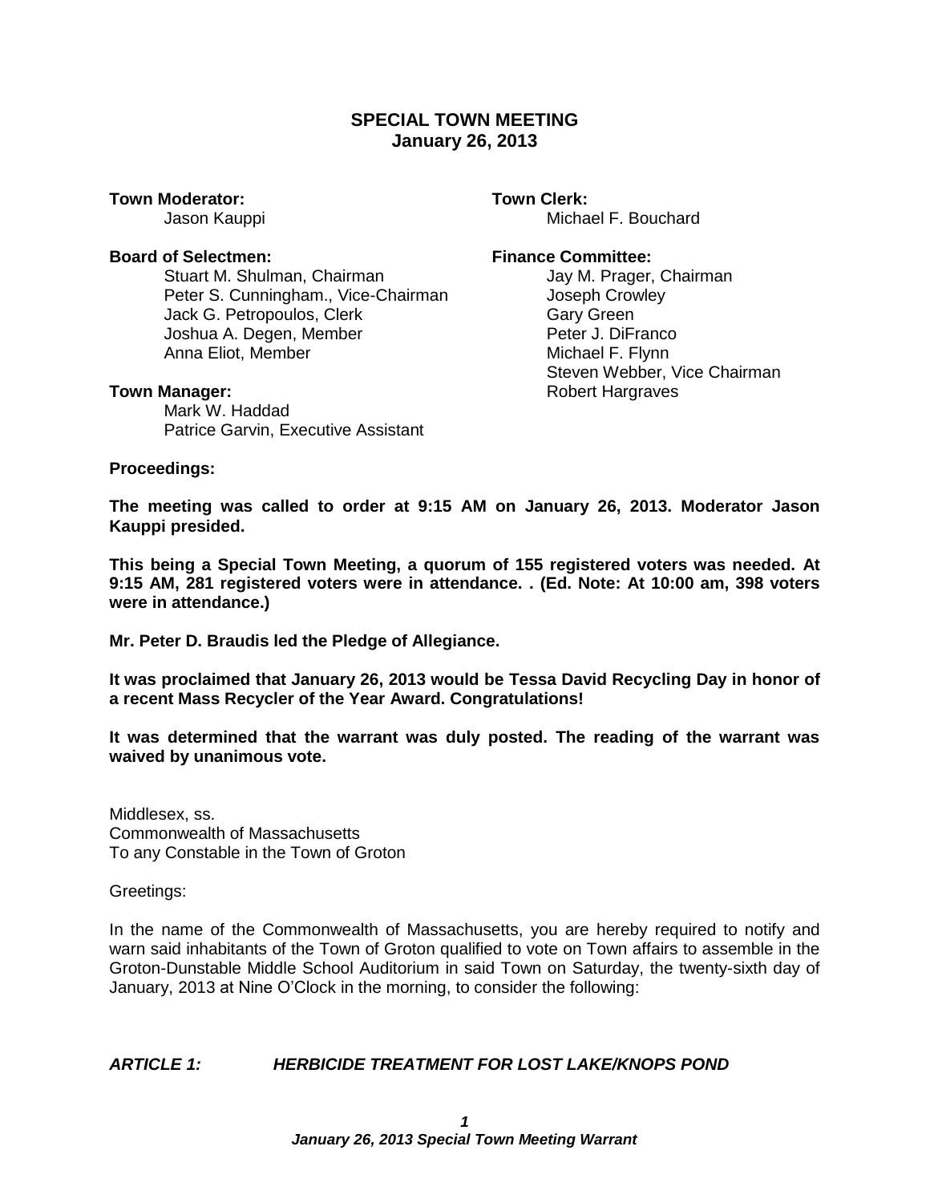## SPECIAL TOWN MEETING
## January 26, 2013

**Town Moderator:**
Jason Kauppi

**Town Clerk:**
Michael F. Bouchard

**Board of Selectmen:**
Stuart M. Shulman, Chairman
Peter S. Cunningham., Vice-Chairman
Jack G. Petropoulos, Clerk
Joshua A. Degen, Member
Anna Eliot, Member

**Finance Committee:**
Jay M. Prager, Chairman
Joseph Crowley
Gary Green
Peter J. DiFranco
Michael F. Flynn
Steven Webber, Vice Chairman
Robert Hargraves

**Town Manager:**
Mark W. Haddad
Patrice Garvin, Executive Assistant

**Proceedings:**

**The meeting was called to order at 9:15 AM on January 26, 2013. Moderator Jason Kauppi presided.**

**This being a Special Town Meeting, a quorum of 155 registered voters was needed. At 9:15 AM, 281 registered voters were in attendance. . (Ed. Note: At 10:00 am, 398 voters were in attendance.)**

**Mr. Peter D. Braudis led the Pledge of Allegiance.**

**It was proclaimed that January 26, 2013 would be Tessa David Recycling Day in honor of a recent Mass Recycler of the Year Award. Congratulations!**

**It was determined that the warrant was duly posted. The reading of the warrant was waived by unanimous vote.**

Middlesex, ss.
Commonwealth of Massachusetts
To any Constable in the Town of Groton

Greetings:

In the name of the Commonwealth of Massachusetts, you are hereby required to notify and warn said inhabitants of the Town of Groton qualified to vote on Town affairs to assemble in the Groton-Dunstable Middle School Auditorium in said Town on Saturday, the twenty-sixth day of January, 2013 at Nine O'Clock in the morning, to consider the following:

***ARTICLE 1: HERBICIDE TREATMENT FOR LOST LAKE/KNOPS POND***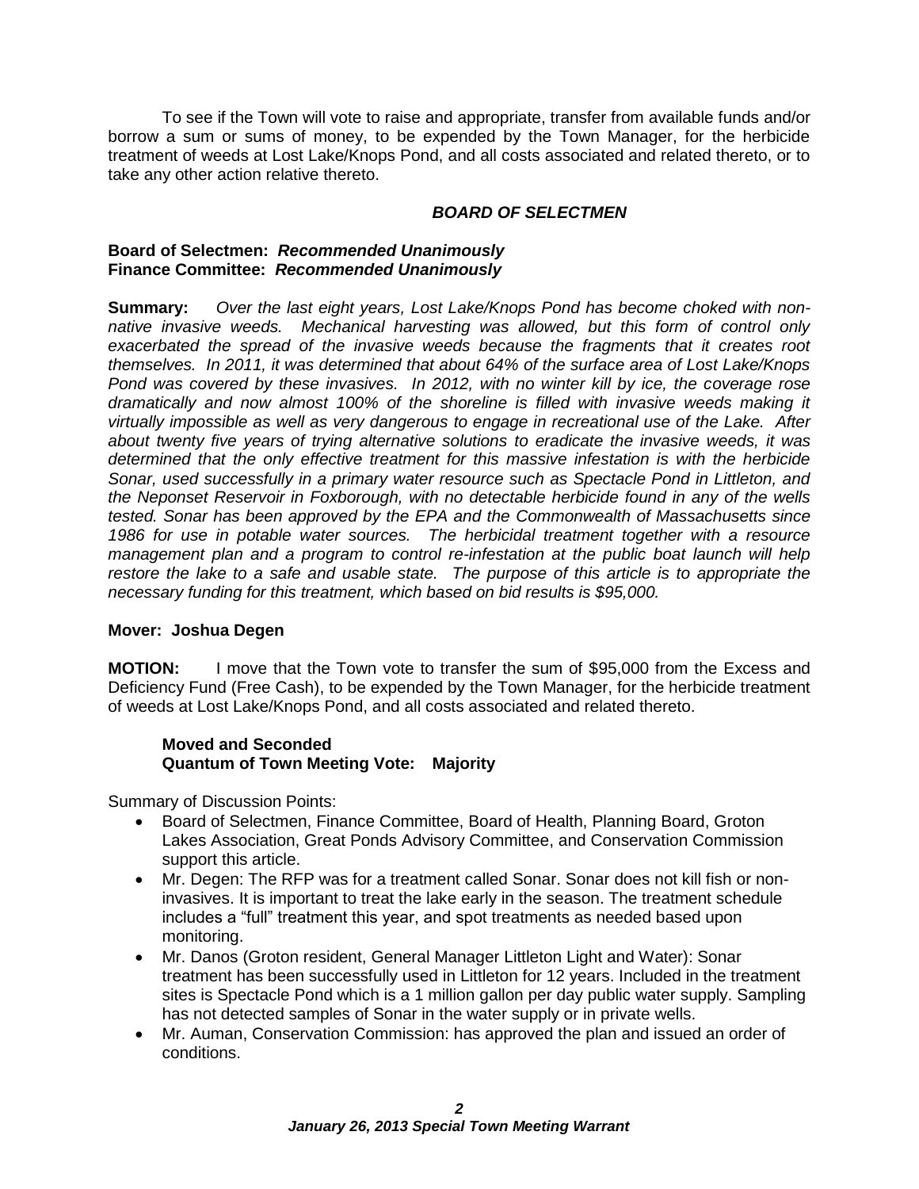To see if the Town will vote to raise and appropriate, transfer from available funds and/or borrow a sum or sums of money, to be expended by the Town Manager, for the herbicide treatment of weeds at Lost Lake/Knops Pond, and all costs associated and related thereto, or to take any other action relative thereto.

***BOARD OF SELECTMEN***

**Board of Selectmen:** ***Recommended Unanimously***
**Finance Committee:** ***Recommended Unanimously***

**Summary:** *Over the last eight years, Lost Lake/Knops Pond has become choked with non-native invasive weeds. Mechanical harvesting was allowed, but this form of control only exacerbated the spread of the invasive weeds because the fragments that it creates root themselves. In 2011, it was determined that about 64% of the surface area of Lost Lake/Knops Pond was covered by these invasives. In 2012, with no winter kill by ice, the coverage rose dramatically and now almost 100% of the shoreline is filled with invasive weeds making it virtually impossible as well as very dangerous to engage in recreational use of the Lake. After about twenty five years of trying alternative solutions to eradicate the invasive weeds, it was determined that the only effective treatment for this massive infestation is with the herbicide Sonar, used successfully in a primary water resource such as Spectacle Pond in Littleton, and the Neponset Reservoir in Foxborough, with no detectable herbicide found in any of the wells tested. Sonar has been approved by the EPA and the Commonwealth of Massachusetts since 1986 for use in potable water sources. The herbicidal treatment together with a resource management plan and a program to control re-infestation at the public boat launch will help restore the lake to a safe and usable state. The purpose of this article is to appropriate the necessary funding for this treatment, which based on bid results is $95,000.*

**Mover: Joshua Degen**

**MOTION:** I move that the Town vote to transfer the sum of $95,000 from the Excess and Deficiency Fund (Free Cash), to be expended by the Town Manager, for the herbicide treatment of weeds at Lost Lake/Knops Pond, and all costs associated and related thereto.

**Moved and Seconded**
**Quantum of Town Meeting Vote: Majority**

Summary of Discussion Points:

- Board of Selectmen, Finance Committee, Board of Health, Planning Board, Groton Lakes Association, Great Ponds Advisory Committee, and Conservation Commission support this article.
- Mr. Degen: The RFP was for a treatment called Sonar. Sonar does not kill fish or non-invasives. It is important to treat the lake early in the season. The treatment schedule includes a "full" treatment this year, and spot treatments as needed based upon monitoring.
- Mr. Danos (Groton resident, General Manager Littleton Light and Water): Sonar treatment has been successfully used in Littleton for 12 years. Included in the treatment sites is Spectacle Pond which is a 1 million gallon per day public water supply. Sampling has not detected samples of Sonar in the water supply or in private wells.
- Mr. Auman, Conservation Commission: has approved the plan and issued an order of conditions.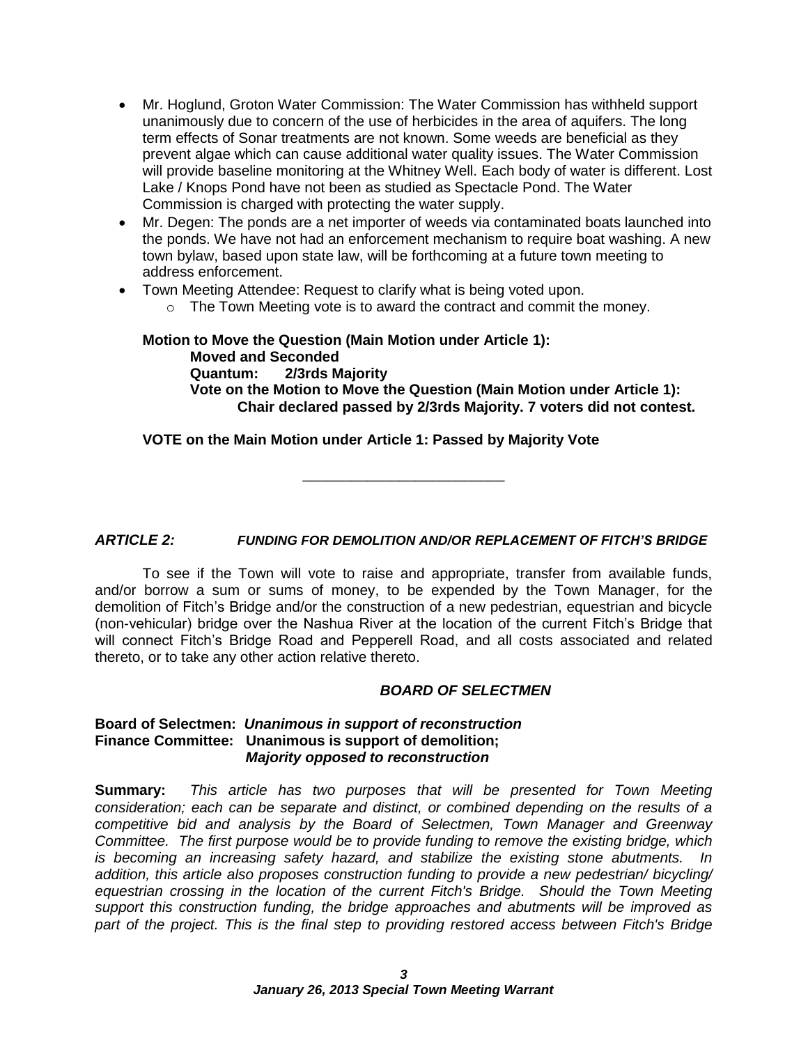- Mr. Hoglund, Groton Water Commission: The Water Commission has withheld support unanimously due to concern of the use of herbicides in the area of aquifers. The long term effects of Sonar treatments are not known. Some weeds are beneficial as they prevent algae which can cause additional water quality issues. The Water Commission will provide baseline monitoring at the Whitney Well. Each body of water is different. Lost Lake / Knops Pond have not been as studied as Spectacle Pond. The Water Commission is charged with protecting the water supply.
- Mr. Degen: The ponds are a net importer of weeds via contaminated boats launched into the ponds. We have not had an enforcement mechanism to require boat washing. A new town bylaw, based upon state law, will be forthcoming at a future town meeting to address enforcement.
- Town Meeting Attendee: Request to clarify what is being voted upon.
  - The Town Meeting vote is to award the contract and commit the money.

**Motion to Move the Question (Main Motion under Article 1):**
**Moved and Seconded**
**Quantum: 2/3rds Majority**
**Vote on the Motion to Move the Question (Main Motion under Article 1):**
**Chair declared passed by 2/3rds Majority. 7 voters did not contest.**

**VOTE on the Main Motion under Article 1: Passed by Majority Vote**

---

### *ARTICLE 2: FUNDING FOR DEMOLITION AND/OR REPLACEMENT OF FITCH'S BRIDGE*

To see if the Town will vote to raise and appropriate, transfer from available funds, and/or borrow a sum or sums of money, to be expended by the Town Manager, for the demolition of Fitch's Bridge and/or the construction of a new pedestrian, equestrian and bicycle (non-vehicular) bridge over the Nashua River at the location of the current Fitch's Bridge that will connect Fitch's Bridge Road and Pepperell Road, and all costs associated and related thereto, or to take any other action relative thereto.

***BOARD OF SELECTMEN***

**Board of Selectmen:** ***Unanimous in support of reconstruction***
**Finance Committee: Unanimous is support of demolition;**
***Majority opposed to reconstruction***

**Summary:** *This article has two purposes that will be presented for Town Meeting consideration; each can be separate and distinct, or combined depending on the results of a competitive bid and analysis by the Board of Selectmen, Town Manager and Greenway Committee. The first purpose would be to provide funding to remove the existing bridge, which is becoming an increasing safety hazard, and stabilize the existing stone abutments. In addition, this article also proposes construction funding to provide a new pedestrian/ bicycling/ equestrian crossing in the location of the current Fitch's Bridge. Should the Town Meeting support this construction funding, the bridge approaches and abutments will be improved as part of the project. This is the final step to providing restored access between Fitch's Bridge*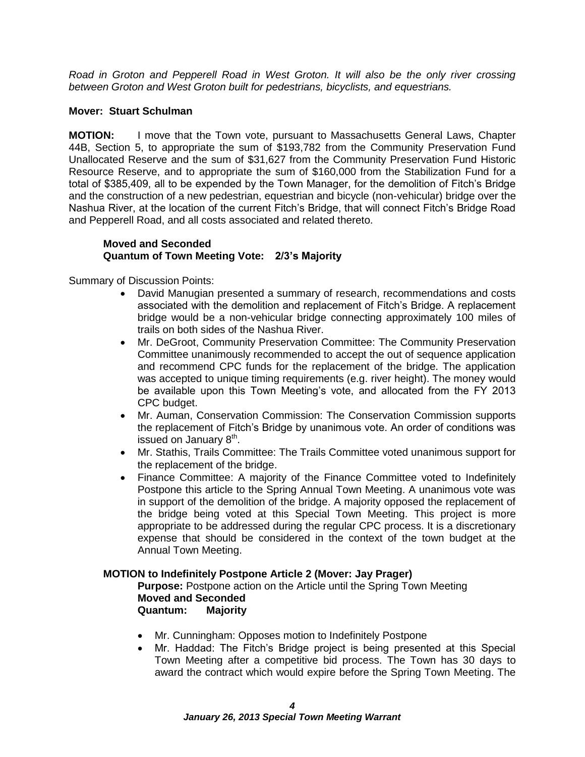*Road in Groton and Pepperell Road in West Groton. It will also be the only river crossing between Groton and West Groton built for pedestrians, bicyclists, and equestrians.*

**Mover: Stuart Schulman**

**MOTION:** I move that the Town vote, pursuant to Massachusetts General Laws, Chapter 44B, Section 5, to appropriate the sum of $193,782 from the Community Preservation Fund Unallocated Reserve and the sum of $31,627 from the Community Preservation Fund Historic Resource Reserve, and to appropriate the sum of $160,000 from the Stabilization Fund for a total of $385,409, all to be expended by the Town Manager, for the demolition of Fitch's Bridge and the construction of a new pedestrian, equestrian and bicycle (non-vehicular) bridge over the Nashua River, at the location of the current Fitch's Bridge, that will connect Fitch's Bridge Road and Pepperell Road, and all costs associated and related thereto.

**Moved and Seconded**
**Quantum of Town Meeting Vote: 2/3's Majority**

Summary of Discussion Points:

- David Manugian presented a summary of research, recommendations and costs associated with the demolition and replacement of Fitch's Bridge. A replacement bridge would be a non-vehicular bridge connecting approximately 100 miles of trails on both sides of the Nashua River.
- Mr. DeGroot, Community Preservation Committee: The Community Preservation Committee unanimously recommended to accept the out of sequence application and recommend CPC funds for the replacement of the bridge. The application was accepted to unique timing requirements (e.g. river height). The money would be available upon this Town Meeting's vote, and allocated from the FY 2013 CPC budget.
- Mr. Auman, Conservation Commission: The Conservation Commission supports the replacement of Fitch's Bridge by unanimous vote. An order of conditions was issued on January 8th.
- Mr. Stathis, Trails Committee: The Trails Committee voted unanimous support for the replacement of the bridge.
- Finance Committee: A majority of the Finance Committee voted to Indefinitely Postpone this article to the Spring Annual Town Meeting. A unanimous vote was in support of the demolition of the bridge. A majority opposed the replacement of the bridge being voted at this Special Town Meeting. This project is more appropriate to be addressed during the regular CPC process. It is a discretionary expense that should be considered in the context of the town budget at the Annual Town Meeting.

**MOTION to Indefinitely Postpone Article 2 (Mover: Jay Prager)**

**Purpose:** Postpone action on the Article until the Spring Town Meeting
**Moved and Seconded**
**Quantum: Majority**

- Mr. Cunningham: Opposes motion to Indefinitely Postpone
- Mr. Haddad: The Fitch's Bridge project is being presented at this Special Town Meeting after a competitive bid process. The Town has 30 days to award the contract which would expire before the Spring Town Meeting. The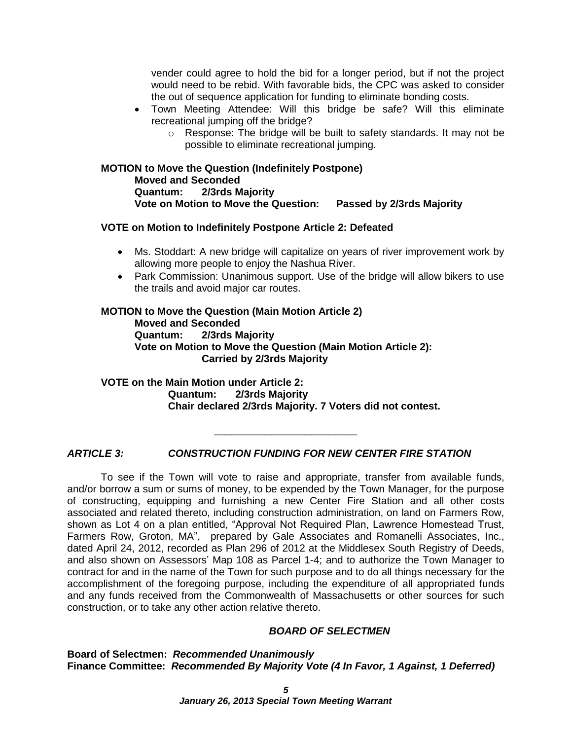vender could agree to hold the bid for a longer period, but if not the project would need to be rebid. With favorable bids, the CPC was asked to consider the out of sequence application for funding to eliminate bonding costs.

- Town Meeting Attendee: Will this bridge be safe? Will this eliminate recreational jumping off the bridge?
    - Response: The bridge will be built to safety standards. It may not be possible to eliminate recreational jumping.

**MOTION to Move the Question (Indefinitely Postpone)**
**Moved and Seconded**
**Quantum: 2/3rds Majority**
**Vote on Motion to Move the Question: Passed by 2/3rds Majority**

**VOTE on Motion to Indefinitely Postpone Article 2: Defeated**

- Ms. Stoddart: A new bridge will capitalize on years of river improvement work by allowing more people to enjoy the Nashua River.
- Park Commission: Unanimous support. Use of the bridge will allow bikers to use the trails and avoid major car routes.

**MOTION to Move the Question (Main Motion Article 2)**
**Moved and Seconded**
**Quantum: 2/3rds Majority**
**Vote on Motion to Move the Question (Main Motion Article 2):**
**Carried by 2/3rds Majority**

**VOTE on the Main Motion under Article 2:**
**Quantum: 2/3rds Majority**
**Chair declared 2/3rds Majority. 7 Voters did not contest.**

---

### *ARTICLE 3: CONSTRUCTION FUNDING FOR NEW CENTER FIRE STATION*

To see if the Town will vote to raise and appropriate, transfer from available funds, and/or borrow a sum or sums of money, to be expended by the Town Manager, for the purpose of constructing, equipping and furnishing a new Center Fire Station and all other costs associated and related thereto, including construction administration, on land on Farmers Row, shown as Lot 4 on a plan entitled, "Approval Not Required Plan, Lawrence Homestead Trust, Farmers Row, Groton, MA", prepared by Gale Associates and Romanelli Associates, Inc., dated April 24, 2012, recorded as Plan 296 of 2012 at the Middlesex South Registry of Deeds, and also shown on Assessors' Map 108 as Parcel 1-4; and to authorize the Town Manager to contract for and in the name of the Town for such purpose and to do all things necessary for the accomplishment of the foregoing purpose, including the expenditure of all appropriated funds and any funds received from the Commonwealth of Massachusetts or other sources for such construction, or to take any other action relative thereto.

***BOARD OF SELECTMEN***

**Board of Selectmen:** ***Recommended Unanimously***
**Finance Committee:** ***Recommended By Majority Vote (4 In Favor, 1 Against, 1 Deferred)***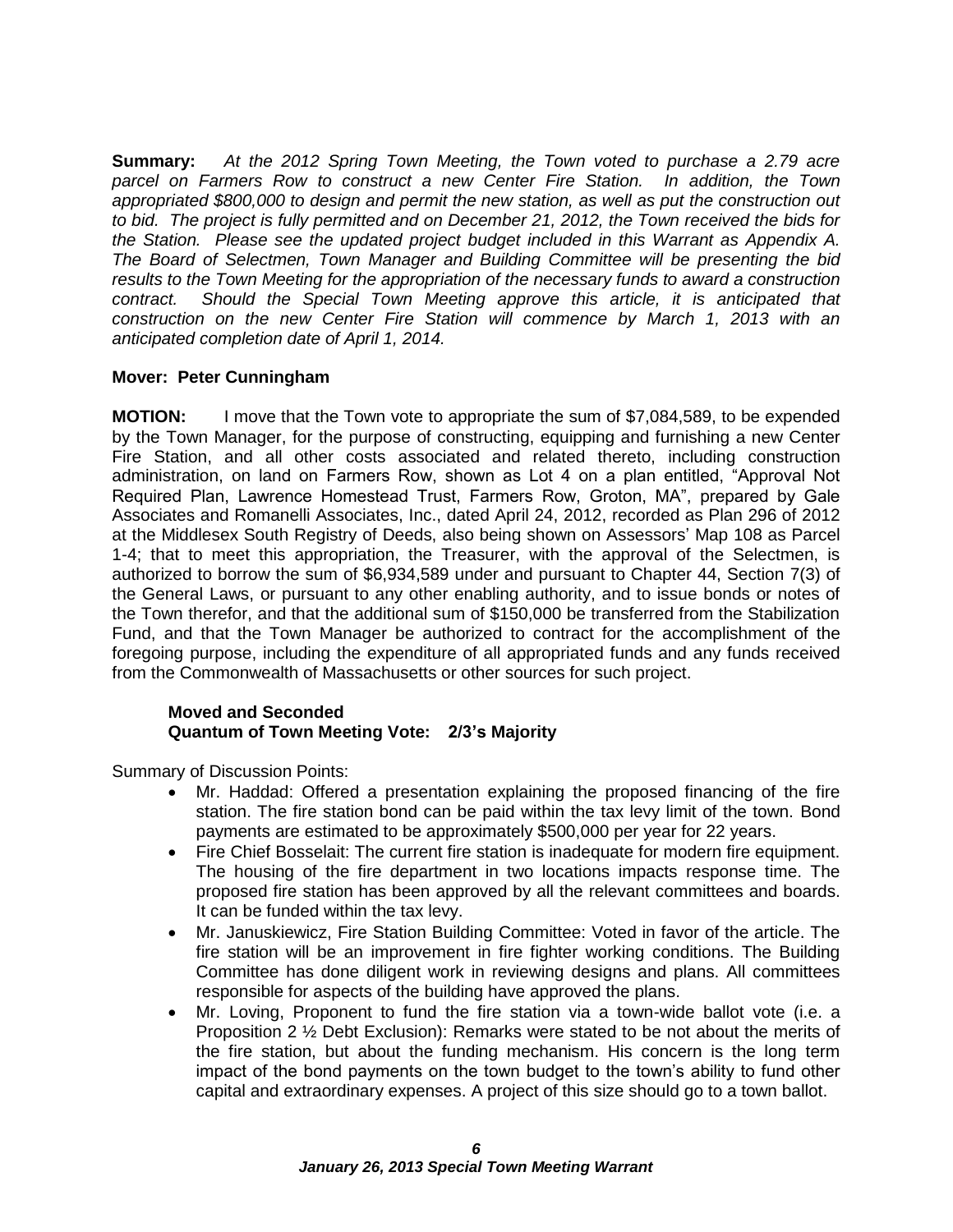**Summary:** *At the 2012 Spring Town Meeting, the Town voted to purchase a 2.79 acre parcel on Farmers Row to construct a new Center Fire Station. In addition, the Town appropriated $800,000 to design and permit the new station, as well as put the construction out to bid. The project is fully permitted and on December 21, 2012, the Town received the bids for the Station. Please see the updated project budget included in this Warrant as Appendix A. The Board of Selectmen, Town Manager and Building Committee will be presenting the bid results to the Town Meeting for the appropriation of the necessary funds to award a construction contract. Should the Special Town Meeting approve this article, it is anticipated that construction on the new Center Fire Station will commence by March 1, 2013 with an anticipated completion date of April 1, 2014.*

**Mover: Peter Cunningham**

**MOTION:** I move that the Town vote to appropriate the sum of $7,084,589, to be expended by the Town Manager, for the purpose of constructing, equipping and furnishing a new Center Fire Station, and all other costs associated and related thereto, including construction administration, on land on Farmers Row, shown as Lot 4 on a plan entitled, "Approval Not Required Plan, Lawrence Homestead Trust, Farmers Row, Groton, MA", prepared by Gale Associates and Romanelli Associates, Inc., dated April 24, 2012, recorded as Plan 296 of 2012 at the Middlesex South Registry of Deeds, also being shown on Assessors' Map 108 as Parcel 1-4; that to meet this appropriation, the Treasurer, with the approval of the Selectmen, is authorized to borrow the sum of $6,934,589 under and pursuant to Chapter 44, Section 7(3) of the General Laws, or pursuant to any other enabling authority, and to issue bonds or notes of the Town therefor, and that the additional sum of $150,000 be transferred from the Stabilization Fund, and that the Town Manager be authorized to contract for the accomplishment of the foregoing purpose, including the expenditure of all appropriated funds and any funds received from the Commonwealth of Massachusetts or other sources for such project.

**Moved and Seconded**
**Quantum of Town Meeting Vote: 2/3's Majority**

Summary of Discussion Points:

- Mr. Haddad: Offered a presentation explaining the proposed financing of the fire station. The fire station bond can be paid within the tax levy limit of the town. Bond payments are estimated to be approximately $500,000 per year for 22 years.
- Fire Chief Bosselait: The current fire station is inadequate for modern fire equipment. The housing of the fire department in two locations impacts response time. The proposed fire station has been approved by all the relevant committees and boards. It can be funded within the tax levy.
- Mr. Januskiewicz, Fire Station Building Committee: Voted in favor of the article. The fire station will be an improvement in fire fighter working conditions. The Building Committee has done diligent work in reviewing designs and plans. All committees responsible for aspects of the building have approved the plans.
- Mr. Loving, Proponent to fund the fire station via a town-wide ballot vote (i.e. a Proposition 2 ½ Debt Exclusion): Remarks were stated to be not about the merits of the fire station, but about the funding mechanism. His concern is the long term impact of the bond payments on the town budget to the town's ability to fund other capital and extraordinary expenses. A project of this size should go to a town ballot.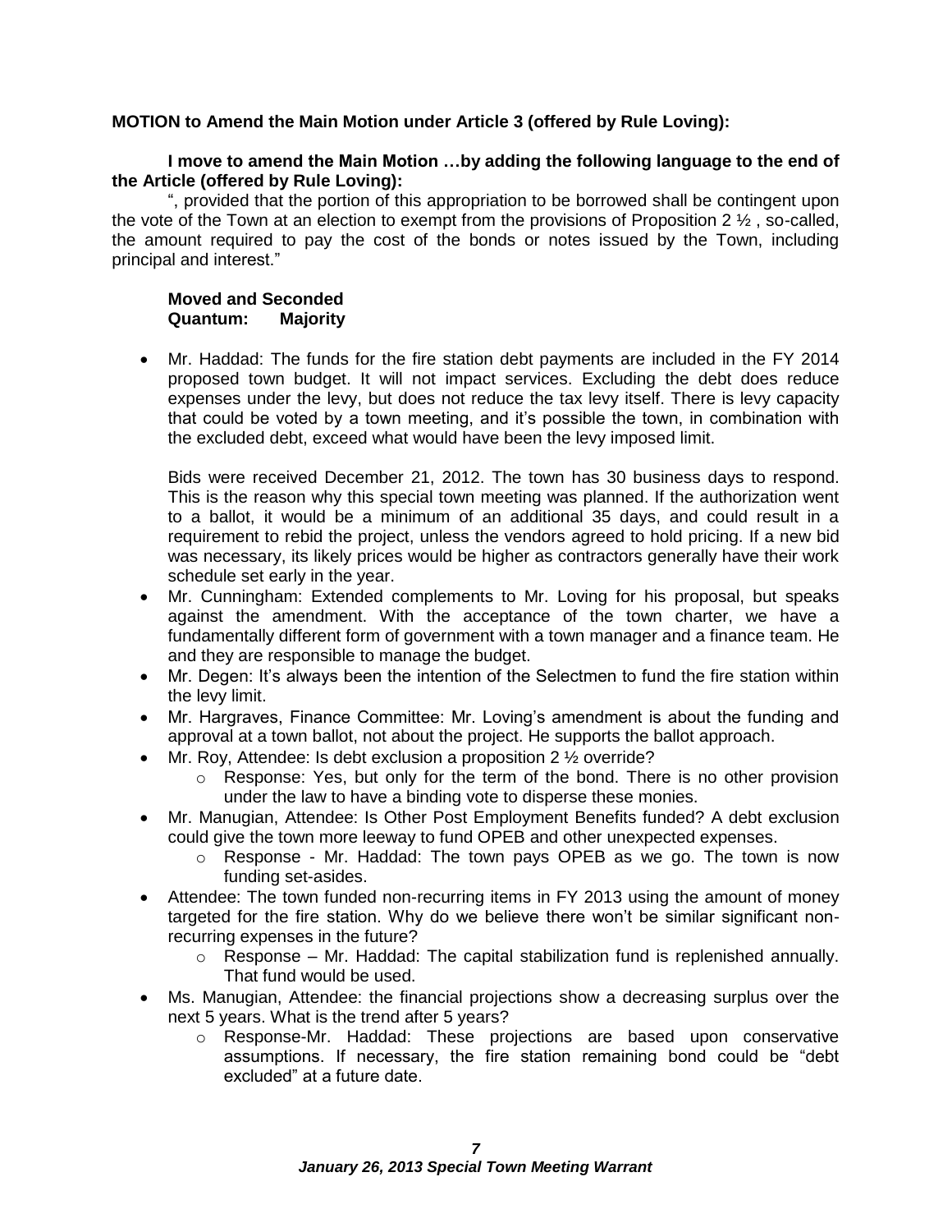**MOTION to Amend the Main Motion under Article 3 (offered by Rule Loving):**

**I move to amend the Main Motion …by adding the following language to the end of the Article (offered by Rule Loving):**

", provided that the portion of this appropriation to be borrowed shall be contingent upon the vote of the Town at an election to exempt from the provisions of Proposition 2 ½ , so-called, the amount required to pay the cost of the bonds or notes issued by the Town, including principal and interest."

**Moved and Seconded**
**Quantum: Majority**

- Mr. Haddad: The funds for the fire station debt payments are included in the FY 2014 proposed town budget. It will not impact services. Excluding the debt does reduce expenses under the levy, but does not reduce the tax levy itself. There is levy capacity that could be voted by a town meeting, and it's possible the town, in combination with the excluded debt, exceed what would have been the levy imposed limit.

  Bids were received December 21, 2012. The town has 30 business days to respond. This is the reason why this special town meeting was planned. If the authorization went to a ballot, it would be a minimum of an additional 35 days, and could result in a requirement to rebid the project, unless the vendors agreed to hold pricing. If a new bid was necessary, its likely prices would be higher as contractors generally have their work schedule set early in the year.
- Mr. Cunningham: Extended complements to Mr. Loving for his proposal, but speaks against the amendment. With the acceptance of the town charter, we have a fundamentally different form of government with a town manager and a finance team. He and they are responsible to manage the budget.
- Mr. Degen: It's always been the intention of the Selectmen to fund the fire station within the levy limit.
- Mr. Hargraves, Finance Committee: Mr. Loving's amendment is about the funding and approval at a town ballot, not about the project. He supports the ballot approach.
- Mr. Roy, Attendee: Is debt exclusion a proposition 2 ½ override?
  - Response: Yes, but only for the term of the bond. There is no other provision under the law to have a binding vote to disperse these monies.
- Mr. Manugian, Attendee: Is Other Post Employment Benefits funded? A debt exclusion could give the town more leeway to fund OPEB and other unexpected expenses.
  - Response - Mr. Haddad: The town pays OPEB as we go. The town is now funding set-asides.
- Attendee: The town funded non-recurring items in FY 2013 using the amount of money targeted for the fire station. Why do we believe there won't be similar significant non-recurring expenses in the future?
  - Response – Mr. Haddad: The capital stabilization fund is replenished annually. That fund would be used.
- Ms. Manugian, Attendee: the financial projections show a decreasing surplus over the next 5 years. What is the trend after 5 years?
  - Response-Mr. Haddad: These projections are based upon conservative assumptions. If necessary, the fire station remaining bond could be "debt excluded" at a future date.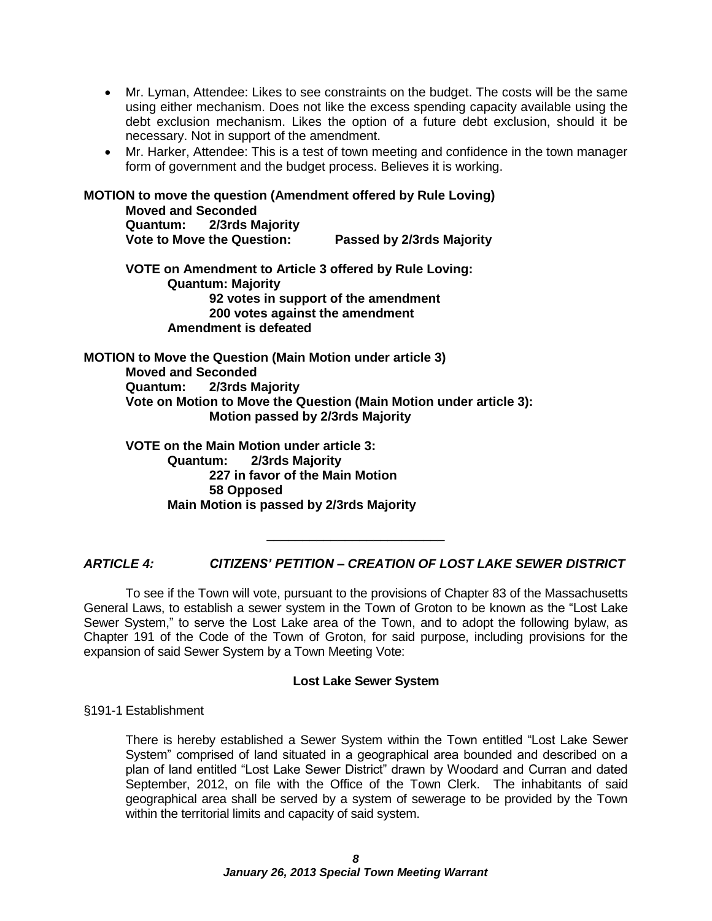- Mr. Lyman, Attendee: Likes to see constraints on the budget. The costs will be the same using either mechanism. Does not like the excess spending capacity available using the debt exclusion mechanism. Likes the option of a future debt exclusion, should it be necessary. Not in support of the amendment.
- Mr. Harker, Attendee: This is a test of town meeting and confidence in the town manager form of government and the budget process. Believes it is working.

**MOTION to move the question (Amendment offered by Rule Loving)**

**Moved and Seconded**

**Quantum: 2/3rds Majority**

**Vote to Move the Question: Passed by 2/3rds Majority**

**VOTE on Amendment to Article 3 offered by Rule Loving:**

**Quantum: Majority**

**92 votes in support of the amendment**

**200 votes against the amendment**

**Amendment is defeated**

**MOTION to Move the Question (Main Motion under article 3)**

**Moved and Seconded**

**Quantum: 2/3rds Majority**

**Vote on Motion to Move the Question (Main Motion under article 3):**

**Motion passed by 2/3rds Majority**

**VOTE on the Main Motion under article 3:**

**Quantum: 2/3rds Majority**

**227 in favor of the Main Motion**

**58 Opposed**

**Main Motion is passed by 2/3rds Majority**

---

## *ARTICLE 4: CITIZENS' PETITION – CREATION OF LOST LAKE SEWER DISTRICT*

To see if the Town will vote, pursuant to the provisions of Chapter 83 of the Massachusetts General Laws, to establish a sewer system in the Town of Groton to be known as the "Lost Lake Sewer System," to serve the Lost Lake area of the Town, and to adopt the following bylaw, as Chapter 191 of the Code of the Town of Groton, for said purpose, including provisions for the expansion of said Sewer System by a Town Meeting Vote:

**Lost Lake Sewer System**

§191-1 Establishment

There is hereby established a Sewer System within the Town entitled "Lost Lake Sewer System" comprised of land situated in a geographical area bounded and described on a plan of land entitled "Lost Lake Sewer District" drawn by Woodard and Curran and dated September, 2012, on file with the Office of the Town Clerk. The inhabitants of said geographical area shall be served by a system of sewerage to be provided by the Town within the territorial limits and capacity of said system.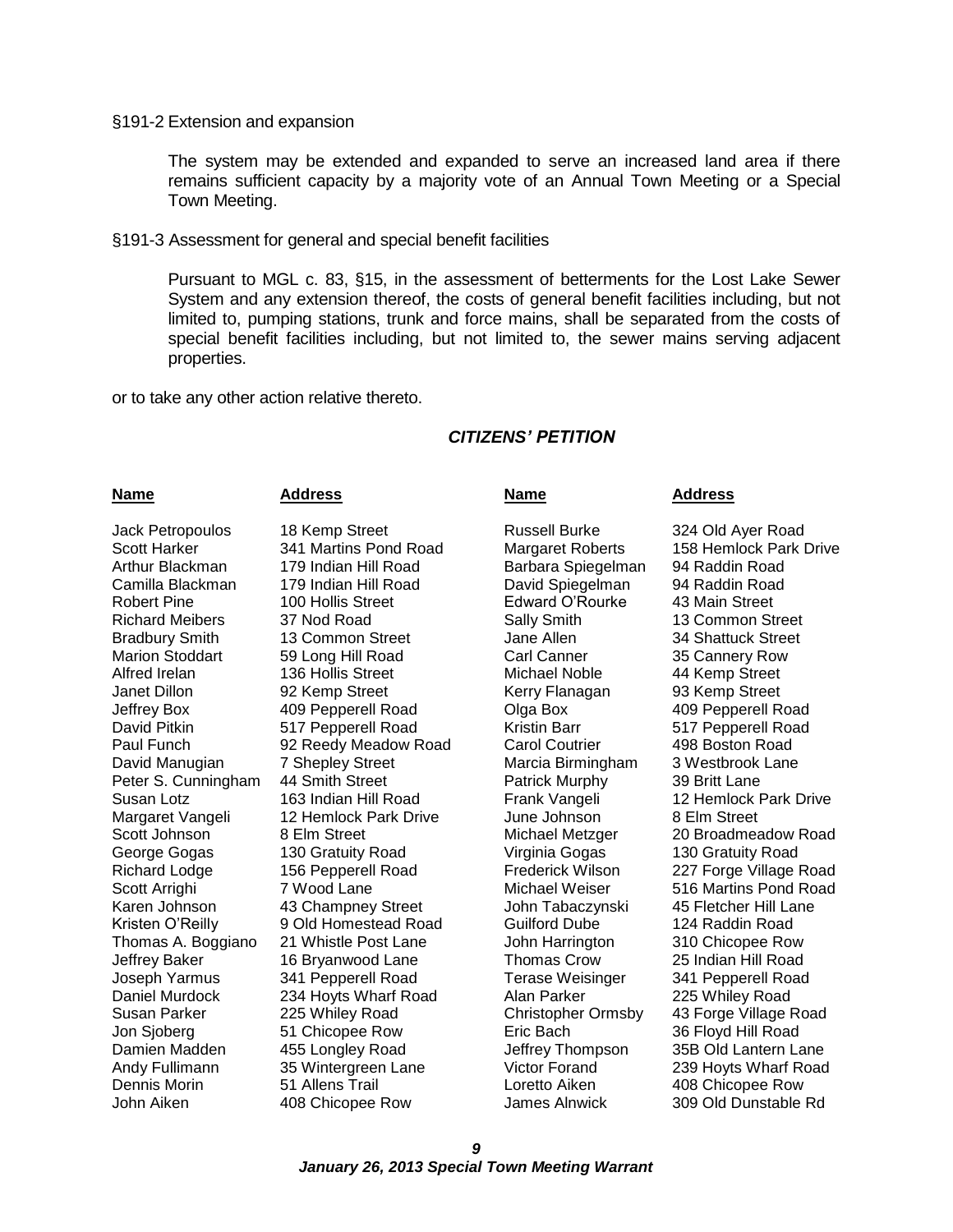§191-2 Extension and expansion

The system may be extended and expanded to serve an increased land area if there remains sufficient capacity by a majority vote of an Annual Town Meeting or a Special Town Meeting.

§191-3 Assessment for general and special benefit facilities

Pursuant to MGL c. 83, §15, in the assessment of betterments for the Lost Lake Sewer System and any extension thereof, the costs of general benefit facilities including, but not limited to, pumping stations, trunk and force mains, shall be separated from the costs of special benefit facilities including, but not limited to, the sewer mains serving adjacent properties.

or to take any other action relative thereto.

## *CITIZENS' PETITION*

| Name | Address | Name | Address |
|---|---|---|---|
| Jack Petropoulos | 18 Kemp Street | Russell Burke | 324 Old Ayer Road |
| Scott Harker | 341 Martins Pond Road | Margaret Roberts | 158 Hemlock Park Drive |
| Arthur Blackman | 179 Indian Hill Road | Barbara Spiegelman | 94 Raddin Road |
| Camilla Blackman | 179 Indian Hill Road | David Spiegelman | 94 Raddin Road |
| Robert Pine | 100 Hollis Street | Edward O'Rourke | 43 Main Street |
| Richard Meibers | 37 Nod Road | Sally Smith | 13 Common Street |
| Bradbury Smith | 13 Common Street | Jane Allen | 34 Shattuck Street |
| Marion Stoddart | 59 Long Hill Road | Carl Canner | 35 Cannery Row |
| Alfred Irelan | 136 Hollis Street | Michael Noble | 44 Kemp Street |
| Janet Dillon | 92 Kemp Street | Kerry Flanagan | 93 Kemp Street |
| Jeffrey Box | 409 Pepperell Road | Olga Box | 409 Pepperell Road |
| David Pitkin | 517 Pepperell Road | Kristin Barr | 517 Pepperell Road |
| Paul Funch | 92 Reedy Meadow Road | Carol Coutrier | 498 Boston Road |
| David Manugian | 7 Shepley Street | Marcia Birmingham | 3 Westbrook Lane |
| Peter S. Cunningham | 44 Smith Street | Patrick Murphy | 39 Britt Lane |
| Susan Lotz | 163 Indian Hill Road | Frank Vangeli | 12 Hemlock Park Drive |
| Margaret Vangeli | 12 Hemlock Park Drive | June Johnson | 8 Elm Street |
| Scott Johnson | 8 Elm Street | Michael Metzger | 20 Broadmeadow Road |
| George Gogas | 130 Gratuity Road | Virginia Gogas | 130 Gratuity Road |
| Richard Lodge | 156 Pepperell Road | Frederick Wilson | 227 Forge Village Road |
| Scott Arrighi | 7 Wood Lane | Michael Weiser | 516 Martins Pond Road |
| Karen Johnson | 43 Champney Street | John Tabaczynski | 45 Fletcher Hill Lane |
| Kristen O'Reilly | 9 Old Homestead Road | Guilford Dube | 124 Raddin Road |
| Thomas A. Boggiano | 21 Whistle Post Lane | John Harrington | 310 Chicopee Row |
| Jeffrey Baker | 16 Bryanwood Lane | Thomas Crow | 25 Indian Hill Road |
| Joseph Yarmus | 341 Pepperell Road | Terase Weisinger | 341 Pepperell Road |
| Daniel Murdock | 234 Hoyts Wharf Road | Alan Parker | 225 Whiley Road |
| Susan Parker | 225 Whiley Road | Christopher Ormsby | 43 Forge Village Road |
| Jon Sjoberg | 51 Chicopee Row | Eric Bach | 36 Floyd Hill Road |
| Damien Madden | 455 Longley Road | Jeffrey Thompson | 35B Old Lantern Lane |
| Andy Fullimann | 35 Wintergreen Lane | Victor Forand | 239 Hoyts Wharf Road |
| Dennis Morin | 51 Allens Trail | Loretto Aiken | 408 Chicopee Row |
| John Aiken | 408 Chicopee Row | James Alnwick | 309 Old Dunstable Rd |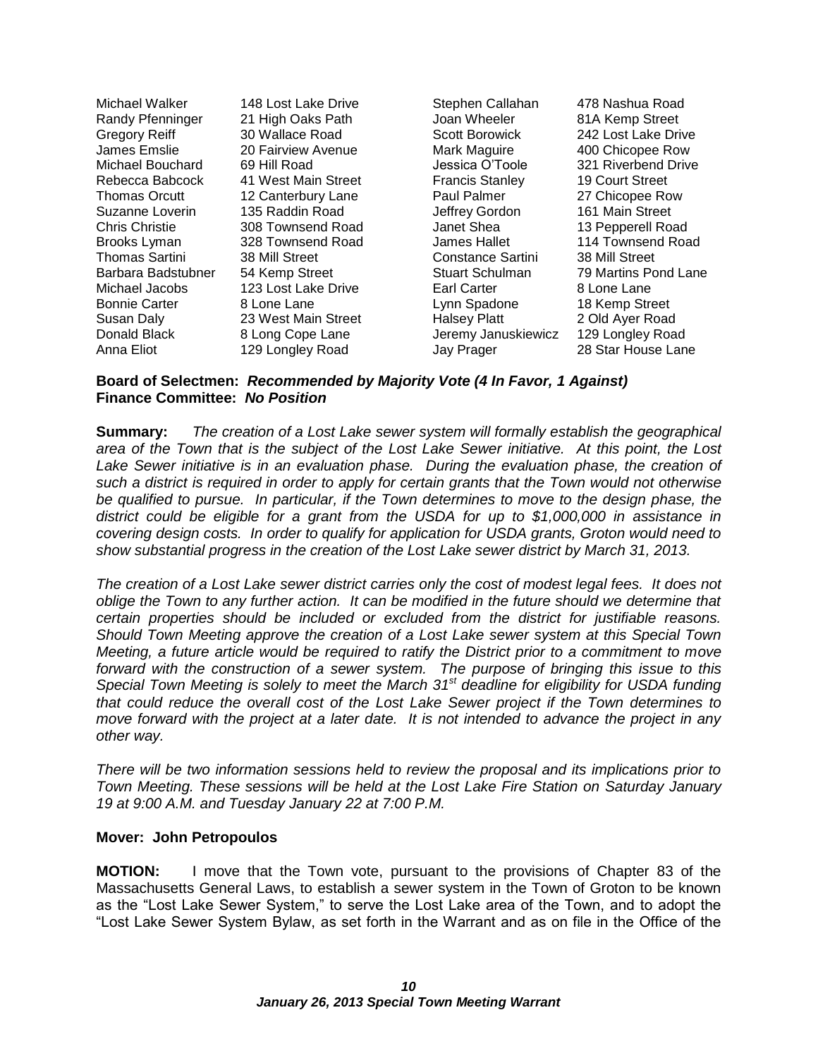| | | | |
|---|---|---|---|
| Michael Walker | 148 Lost Lake Drive | Stephen Callahan | 478 Nashua Road |
| Randy Pfenninger | 21 High Oaks Path | Joan Wheeler | 81A Kemp Street |
| Gregory Reiff | 30 Wallace Road | Scott Borowick | 242 Lost Lake Drive |
| James Emslie | 20 Fairview Avenue | Mark Maguire | 400 Chicopee Row |
| Michael Bouchard | 69 Hill Road | Jessica O'Toole | 321 Riverbend Drive |
| Rebecca Babcock | 41 West Main Street | Francis Stanley | 19 Court Street |
| Thomas Orcutt | 12 Canterbury Lane | Paul Palmer | 27 Chicopee Row |
| Suzanne Loverin | 135 Raddin Road | Jeffrey Gordon | 161 Main Street |
| Chris Christie | 308 Townsend Road | Janet Shea | 13 Pepperell Road |
| Brooks Lyman | 328 Townsend Road | James Hallet | 114 Townsend Road |
| Thomas Sartini | 38 Mill Street | Constance Sartini | 38 Mill Street |
| Barbara Badstubner | 54 Kemp Street | Stuart Schulman | 79 Martins Pond Lane |
| Michael Jacobs | 123 Lost Lake Drive | Earl Carter | 8 Lone Lane |
| Bonnie Carter | 8 Lone Lane | Lynn Spadone | 18 Kemp Street |
| Susan Daly | 23 West Main Street | Halsey Platt | 2 Old Ayer Road |
| Donald Black | 8 Long Cope Lane | Jeremy Januskiewicz | 129 Longley Road |
| Anna Eliot | 129 Longley Road | Jay Prager | 28 Star House Lane |

**Board of Selectmen:** ***Recommended by Majority Vote (4 In Favor, 1 Against)***
**Finance Committee:** ***No Position***

**Summary:** *The creation of a Lost Lake sewer system will formally establish the geographical area of the Town that is the subject of the Lost Lake Sewer initiative. At this point, the Lost Lake Sewer initiative is in an evaluation phase. During the evaluation phase, the creation of such a district is required in order to apply for certain grants that the Town would not otherwise be qualified to pursue. In particular, if the Town determines to move to the design phase, the district could be eligible for a grant from the USDA for up to $1,000,000 in assistance in covering design costs. In order to qualify for application for USDA grants, Groton would need to show substantial progress in the creation of the Lost Lake sewer district by March 31, 2013.*

*The creation of a Lost Lake sewer district carries only the cost of modest legal fees. It does not oblige the Town to any further action. It can be modified in the future should we determine that certain properties should be included or excluded from the district for justifiable reasons. Should Town Meeting approve the creation of a Lost Lake sewer system at this Special Town Meeting, a future article would be required to ratify the District prior to a commitment to move forward with the construction of a sewer system. The purpose of bringing this issue to this Special Town Meeting is solely to meet the March 31st deadline for eligibility for USDA funding that could reduce the overall cost of the Lost Lake Sewer project if the Town determines to move forward with the project at a later date. It is not intended to advance the project in any other way.*

*There will be two information sessions held to review the proposal and its implications prior to Town Meeting. These sessions will be held at the Lost Lake Fire Station on Saturday January 19 at 9:00 A.M. and Tuesday January 22 at 7:00 P.M.*

**Mover: John Petropoulos**

**MOTION:** I move that the Town vote, pursuant to the provisions of Chapter 83 of the Massachusetts General Laws, to establish a sewer system in the Town of Groton to be known as the "Lost Lake Sewer System," to serve the Lost Lake area of the Town, and to adopt the "Lost Lake Sewer System Bylaw, as set forth in the Warrant and as on file in the Office of the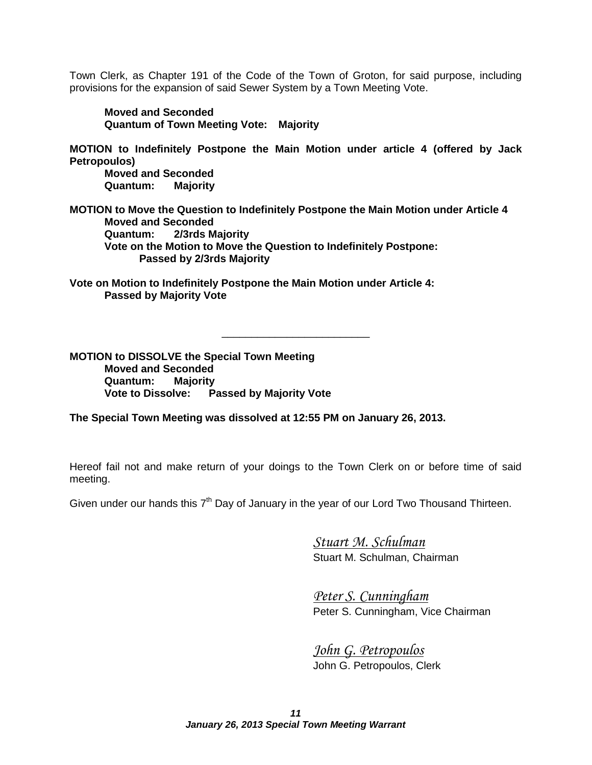Town Clerk, as Chapter 191 of the Code of the Town of Groton, for said purpose, including provisions for the expansion of said Sewer System by a Town Meeting Vote.

**Moved and Seconded**
**Quantum of Town Meeting Vote: Majority**

**MOTION to Indefinitely Postpone the Main Motion under article 4 (offered by Jack Petropoulos)**
**Moved and Seconded**
**Quantum: Majority**

**MOTION to Move the Question to Indefinitely Postpone the Main Motion under Article 4**
**Moved and Seconded**
**Quantum: 2/3rds Majority**
**Vote on the Motion to Move the Question to Indefinitely Postpone:**
**Passed by 2/3rds Majority**

**Vote on Motion to Indefinitely Postpone the Main Motion under Article 4:**
**Passed by Majority Vote**

---

**MOTION to DISSOLVE the Special Town Meeting**
**Moved and Seconded**
**Quantum: Majority**
**Vote to Dissolve: Passed by Majority Vote**

**The Special Town Meeting was dissolved at 12:55 PM on January 26, 2013.**

Hereof fail not and make return of your doings to the Town Clerk on or before time of said meeting.

Given under our hands this 7th Day of January in the year of our Lord Two Thousand Thirteen.

*Stuart M. Schulman*
Stuart M. Schulman, Chairman

*Peter S. Cunningham*
Peter S. Cunningham, Vice Chairman

*John G. Petropoulos*
John G. Petropoulos, Clerk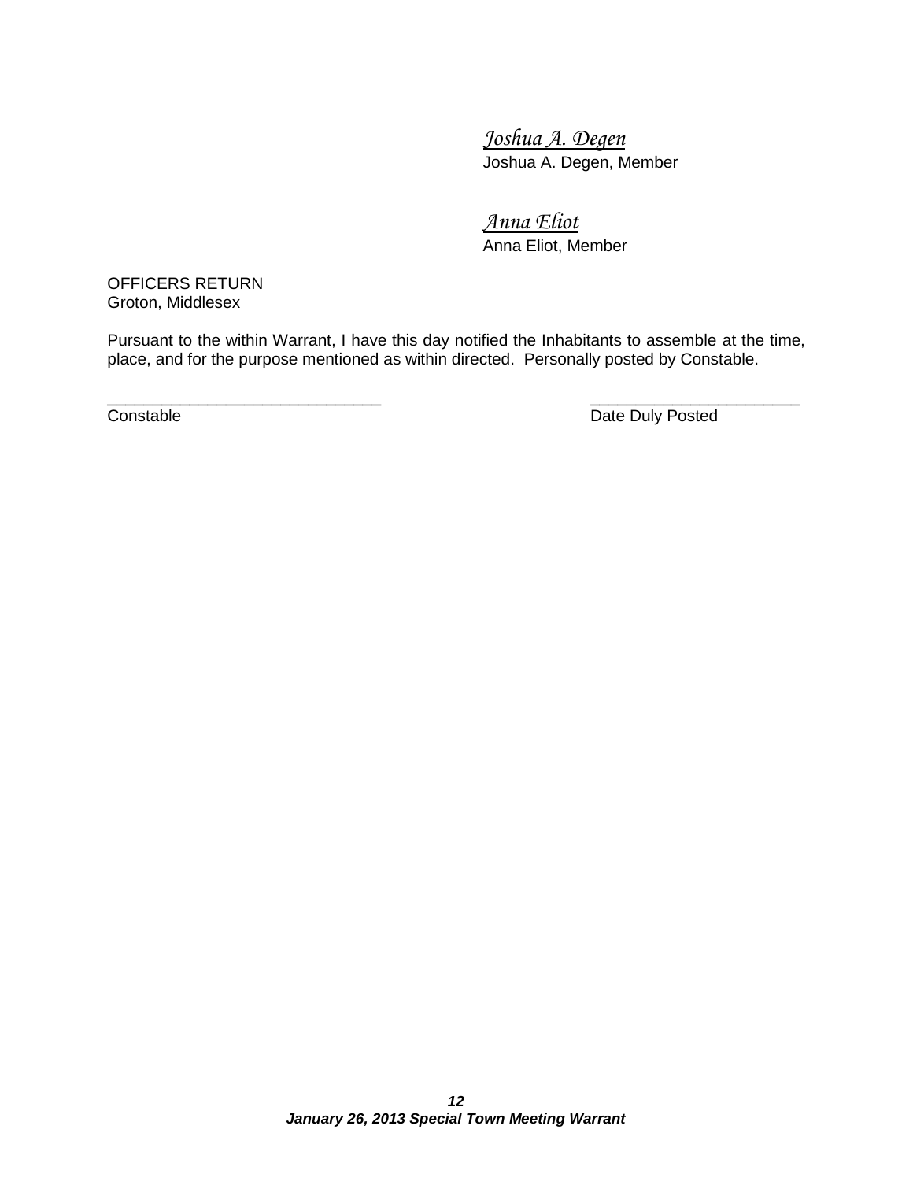*Joshua A. Degen*
Joshua A. Degen, Member

*Anna Eliot*
Anna Eliot, Member

OFFICERS RETURN
Groton, Middlesex

Pursuant to the within Warrant, I have this day notified the Inhabitants to assemble at the time, place, and for the purpose mentioned as within directed. Personally posted by Constable.

_______________________________ _______________________
Constable Date Duly Posted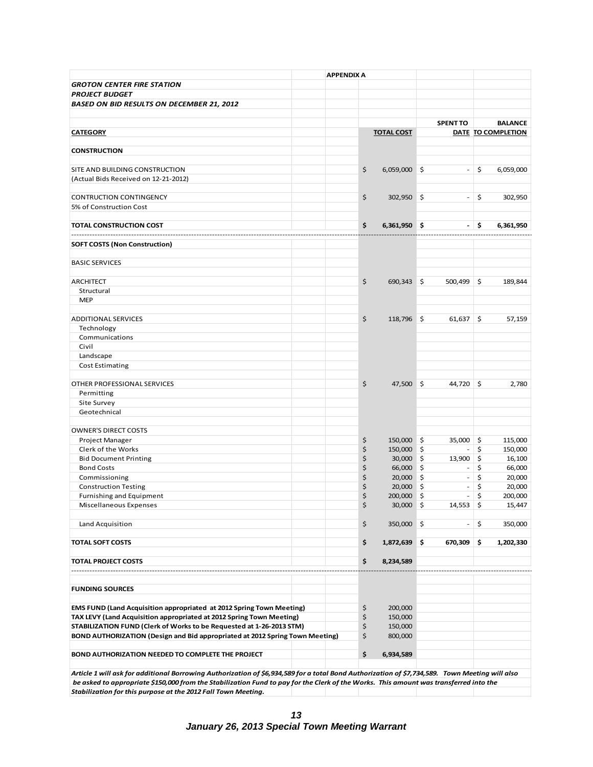APPENDIX A

***GROTON CENTER FIRE STATION***

***PROJECT BUDGET***

***BASED ON BID RESULTS ON DECEMBER 21, 2012***

| CATEGORY | TOTAL COST | SPENT TO DATE | BALANCE TO COMPLETION |
|---|---|---|---|
| **CONSTRUCTION** | | | |
| SITE AND BUILDING CONSTRUCTION | $ 6,059,000 | $ - | $ 6,059,000 |
| (Actual Bids Received on 12-21-2012) | | | |
| CONTRUCTION CONTINGENCY | $ 302,950 | $ - | $ 302,950 |
| 5% of Construction Cost | | | |
| **TOTAL CONSTRUCTION COST** | **$ 6,361,950** | **$ -** | **$ 6,361,950** |
| **SOFT COSTS (Non Construction)** | | | |
| BASIC SERVICES | | | |
| ARCHITECT | $ 690,343 | $ 500,499 | $ 189,844 |
| Structural | | | |
| MEP | | | |
| ADDITIONAL SERVICES | $ 118,796 | $ 61,637 | $ 57,159 |
| Technology | | | |
| Communications | | | |
| Civil | | | |
| Landscape | | | |
| Cost Estimating | | | |
| OTHER PROFESSIONAL SERVICES | $ 47,500 | $ 44,720 | $ 2,780 |
| Permitting | | | |
| Site Survey | | | |
| Geotechnical | | | |
| OWNER'S DIRECT COSTS | | | |
| Project Manager | $ 150,000 | $ 35,000 | $ 115,000 |
| Clerk of the Works | $ 150,000 | $ - | $ 150,000 |
| Bid Document Printing | $ 30,000 | $ 13,900 | $ 16,100 |
| Bond Costs | $ 66,000 | $ - | $ 66,000 |
| Commissioning | $ 20,000 | $ - | $ 20,000 |
| Construction Testing | $ 20,000 | $ - | $ 20,000 |
| Furnishing and Equipment | $ 200,000 | $ - | $ 200,000 |
| Miscellaneous Expenses | $ 30,000 | $ 14,553 | $ 15,447 |
| Land Acquisition | $ 350,000 | $ - | $ 350,000 |
| **TOTAL SOFT COSTS** | **$ 1,872,639** | **$ 670,309** | **$ 1,202,330** |
| **TOTAL PROJECT COSTS** | **$ 8,234,589** | | |
| **FUNDING SOURCES** | | | |
| **EMS FUND (Land Acquisition appropriated at 2012 Spring Town Meeting)** | $ 200,000 | | |
| **TAX LEVY (Land Acquisition appropriated at 2012 Spring Town Meeting)** | $ 150,000 | | |
| **STABILIZATION FUND (Clerk of Works to be Requested at 1-26-2013 STM)** | $ 150,000 | | |
| **BOND AUTHORIZATION (Design and Bid appropriated at 2012 Spring Town Meeting)** | $ 800,000 | | |
| **BOND AUTHORIZATION NEEDED TO COMPLETE THE PROJECT** | **$ 6,934,589** | | |

***Article 1 will ask for additional Borrowing Authorization of $6,934,589 for a total Bond Authorization of $7,734,589. Town Meeting will also be asked to appropriate $150,000 from the Stabilization Fund to pay for the Clerk of the Works. This amount was transferred into the Stabilization for this purpose at the 2012 Fall Town Meeting.***